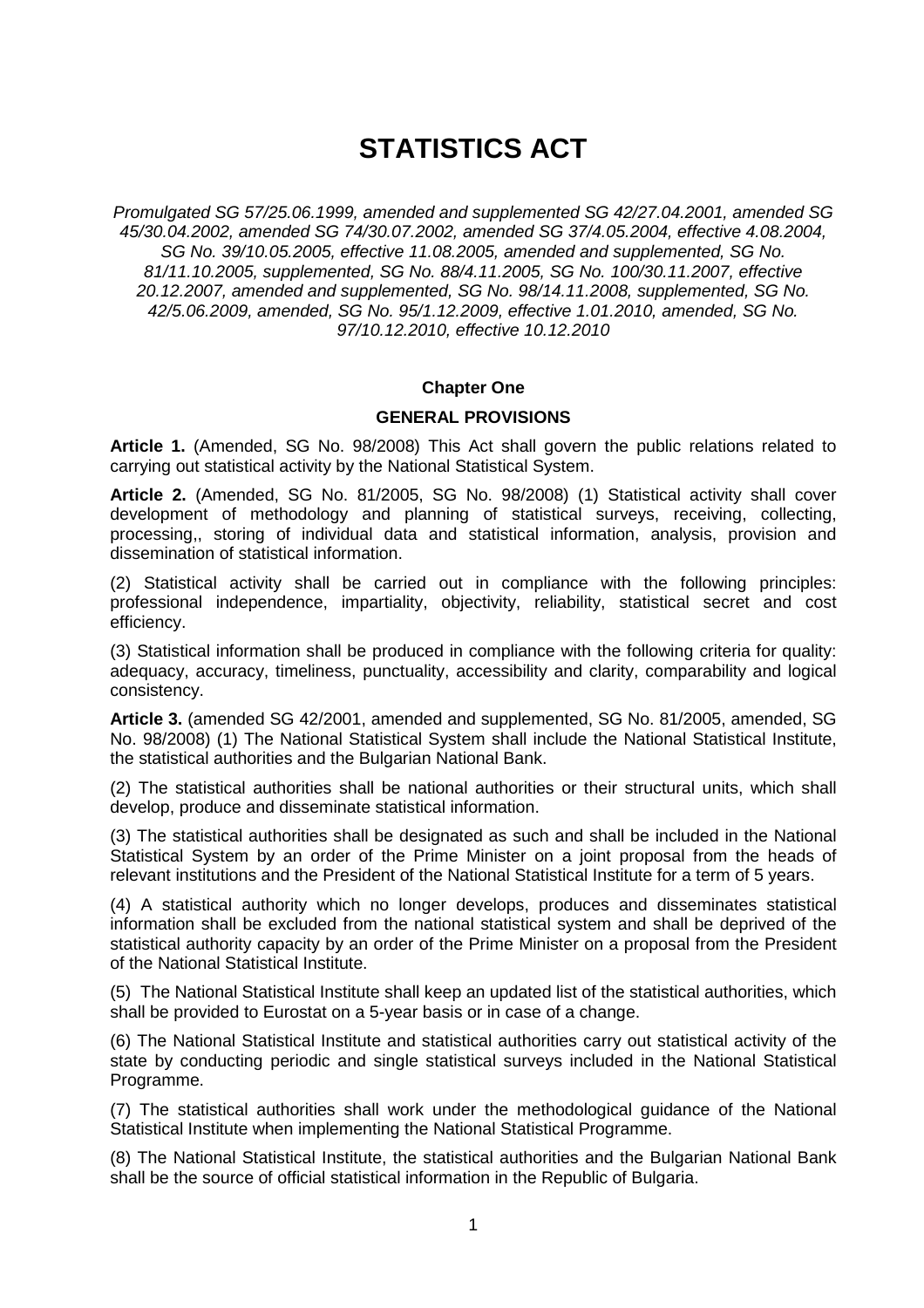# STATISTICS ACT

*Promulgated SG 57/25.06.1999, amended and supplemented SG 42/27.04.2001, amended SG 45/30.04.2002, amended SG 74/30.07.2002, amended SG 37/4.05.2004, effective 4.08.2004, SG No. 39/10.05.2005, effective 11.08.2005, amended and supplemented, SG No. 81/11.10.2005, supplemented, SG No. 88/4.11.2005, SG No. 100/30.11.2007, effective 20.12.2007, amended and supplemented, SG No. 98/14.11.2008, supplemented, SG No. 42/5.06.2009, amended, SG No. 95/1.12.2009, effective 1.01.2010, amended, SG No. 97/10.12.2010, effective 10.12.2010*

## Chapter One

## GENERAL PROVISIONS

**Article 1.** (Amended, SG No. 98/2008) This Act shall govern the public relations related to carrying out statistical activity by the National Statistical System.

**Article 2.** (Amended, SG No. 81/2005, SG No. 98/2008) (1) Statistical activity shall cover development of methodology and planning of statistical surveys, receiving, collecting, processing,, storing of individual data and statistical information, analysis, provision and dissemination of statistical information.

(2) Statistical activity shall be carried out in compliance with the following principles: professional independence, impartiality, objectivity, reliability, statistical secret and cost efficiency.

(3) Statistical information shall be produced in compliance with the following criteria for quality: adequacy, accuracy, timeliness, punctuality, accessibility and clarity, comparability and logical consistency.

**Article 3.** (amended SG 42/2001, amended and supplemented, SG No. 81/2005, amended, SG No. 98/2008) (1) The National Statistical System shall include the National Statistical Institute, the statistical authorities and the Bulgarian National Bank.

(2) The statistical authorities shall be national authorities or their structural units, which shall develop, produce and disseminate statistical information.

(3) The statistical authorities shall be designated as such and shall be included in the National Statistical System by an order of the Prime Minister on a joint proposal from the heads of relevant institutions and the President of the National Statistical Institute for a term of 5 years.

(4) A statistical authority which no longer develops, produces and disseminates statistical information shall be excluded from the national statistical system and shall be deprived of the statistical authority capacity by an order of the Prime Minister on a proposal from the President of the National Statistical Institute.

(5) The National Statistical Institute shall keep an updated list of the statistical authorities, which shall be provided to Eurostat on a 5-year basis or in case of a change.

(6) The National Statistical Institute and statistical authorities carry out statistical activity of the state by conducting periodic and single statistical surveys included in the National Statistical Programme.

(7) The statistical authorities shall work under the methodological guidance of the National Statistical Institute when implementing the National Statistical Programme.

(8) The National Statistical Institute, the statistical authorities and the Bulgarian National Bank shall be the source of official statistical information in the Republic of Bulgaria.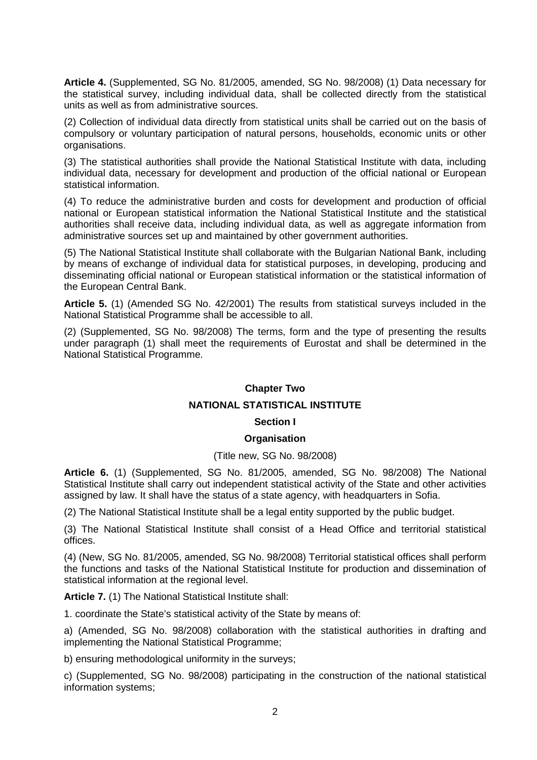**Article 4.** (Supplemented, SG No. 81/2005, amended, SG No. 98/2008) (1) Data necessary for the statistical survey, including individual data, shall be collected directly from the statistical units as well as from administrative sources.

(2) Collection of individual data directly from statistical units shall be carried out on the basis of compulsory or voluntary participation of natural persons, households, economic units or other organisations.

(3) The statistical authorities shall provide the National Statistical Institute with data, including individual data, necessary for development and production of the official national or European statistical information.

(4) To reduce the administrative burden and costs for development and production of official national or European statistical information the National Statistical Institute and the statistical authorities shall receive data, including individual data, as well as aggregate information from administrative sources set up and maintained by other government authorities.

(5) The National Statistical Institute shall collaborate with the Bulgarian National Bank, including by means of exchange of individual data for statistical purposes, in developing, producing and disseminating official national or European statistical information or the statistical information of the European Central Bank.

**Article 5.** (1) (Amended SG No. 42/2001) The results from statistical surveys included in the National Statistical Programme shall be accessible to all.

(2) (Supplemented, SG No. 98/2008) The terms, form and the type of presenting the results under paragraph (1) shall meet the requirements of Eurostat and shall be determined in the National Statistical Programme.

## Chapter Two

## NATIONAL STATISTICAL INSTITUTE

### Section I

### Organisation

(Title new, SG No. 98/2008)

**Article 6.** (1) (Supplemented, SG No. 81/2005, amended, SG No. 98/2008) The National Statistical Institute shall carry out independent statistical activity of the State and other activities assigned by law. It shall have the status of a state agency, with headquarters in Sofia.

(2) The National Statistical Institute shall be a legal entity supported by the public budget.

(3) The National Statistical Institute shall consist of a Head Office and territorial statistical offices.

(4) (New, SG No. 81/2005, amended, SG No. 98/2008) Territorial statistical offices shall perform the functions and tasks of the National Statistical Institute for production and dissemination of statistical information at the regional level.

**Article 7.** (1) The National Statistical Institute shall:

1. coordinate the State's statistical activity of the State by means of:

a) (Amended, SG No. 98/2008) collaboration with the statistical authorities in drafting and implementing the National Statistical Programme;

b) ensuring methodological uniformity in the surveys;

c) (Supplemented, SG No. 98/2008) participating in the construction of the national statistical information systems;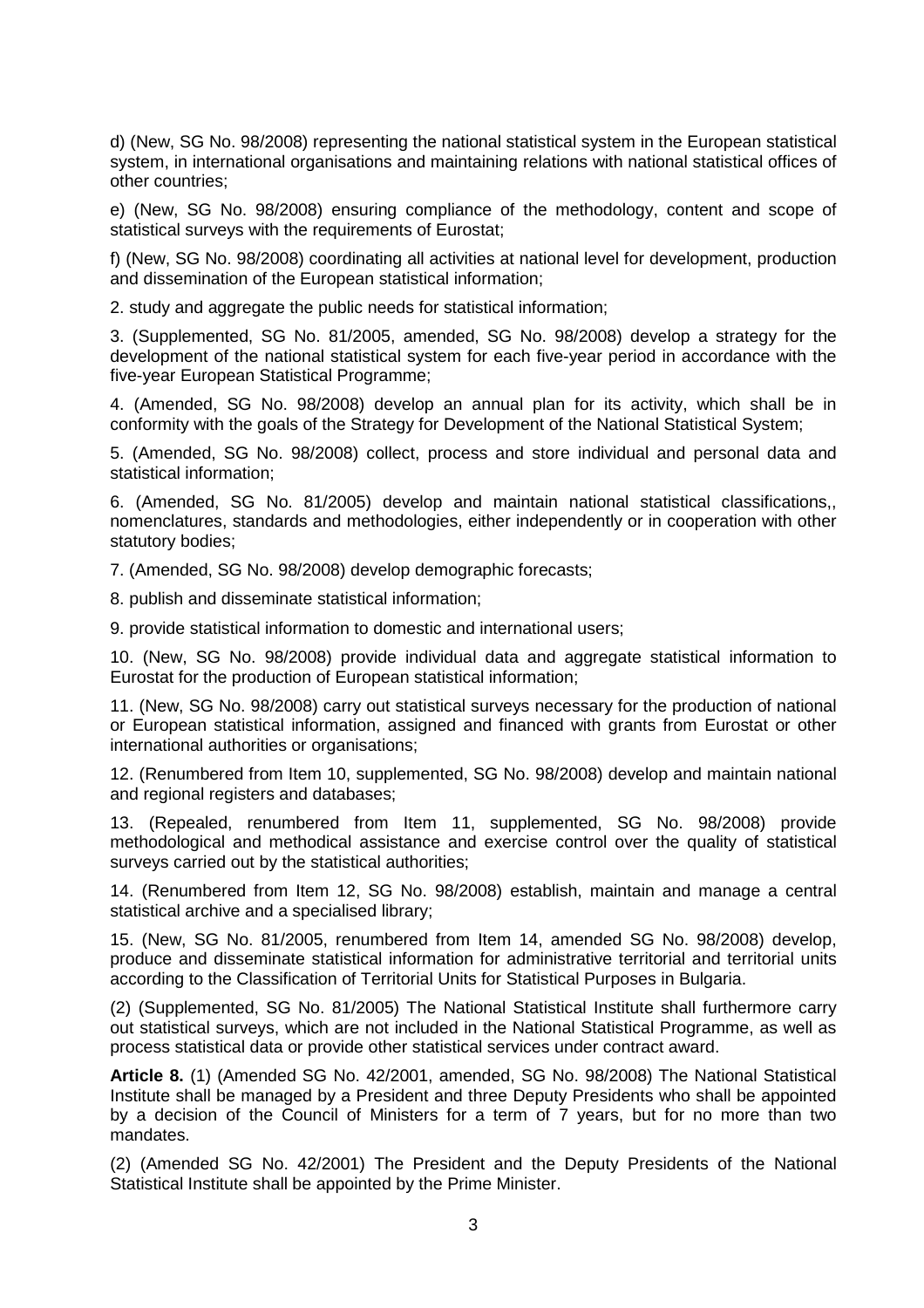d) (New, SG No. 98/2008) representing the national statistical system in the European statistical system, in international organisations and maintaining relations with national statistical offices of other countries;

e) (New, SG No. 98/2008) ensuring compliance of the methodology, content and scope of statistical surveys with the requirements of Eurostat;

f) (New, SG No. 98/2008) coordinating all activities at national level for development, production and dissemination of the European statistical information;

2. study and aggregate the public needs for statistical information;

3. (Supplemented, SG No. 81/2005, amended, SG No. 98/2008) develop a strategy for the development of the national statistical system for each five-year period in accordance with the five-year European Statistical Programme;

4. (Amended, SG No. 98/2008) develop an annual plan for its activity, which shall be in conformity with the goals of the Strategy for Development of the National Statistical System;

5. (Amended, SG No. 98/2008) collect, process and store individual and personal data and statistical information;

6. (Amended, SG No. 81/2005) develop and maintain national statistical classifications,, nomenclatures, standards and methodologies, either independently or in cooperation with other statutory bodies;

7. (Amended, SG No. 98/2008) develop demographic forecasts;

8. publish and disseminate statistical information;

9. provide statistical information to domestic and international users;

10. (New, SG No. 98/2008) provide individual data and aggregate statistical information to Eurostat for the production of European statistical information;

11. (New, SG No. 98/2008) carry out statistical surveys necessary for the production of national or European statistical information, assigned and financed with grants from Eurostat or other international authorities or organisations;

12. (Renumbered from Item 10, supplemented, SG No. 98/2008) develop and maintain national and regional registers and databases;

13. (Repealed, renumbered from Item 11, supplemented, SG No. 98/2008) provide methodological and methodical assistance and exercise control over the quality of statistical surveys carried out by the statistical authorities;

14. (Renumbered from Item 12, SG No. 98/2008) establish, maintain and manage a central statistical archive and a specialised library;

15. (New, SG No. 81/2005, renumbered from Item 14, amended SG No. 98/2008) develop, produce and disseminate statistical information for administrative territorial and territorial units according to the Classification of Territorial Units for Statistical Purposes in Bulgaria.

(2) (Supplemented, SG No. 81/2005) The National Statistical Institute shall furthermore carry out statistical surveys, which are not included in the National Statistical Programme, as well as process statistical data or provide other statistical services under contract award.

**Article 8.** (1) (Amended SG No. 42/2001, amended, SG No. 98/2008) The National Statistical Institute shall be managed by a President and three Deputy Presidents who shall be appointed by a decision of the Council of Ministers for a term of 7 years, but for no more than two mandates.

(2) (Amended SG No. 42/2001) The President and the Deputy Presidents of the National Statistical Institute shall be appointed by the Prime Minister.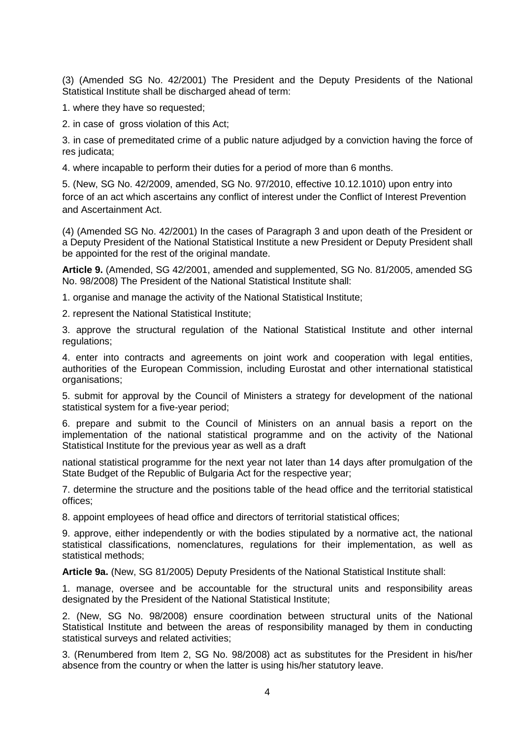(3) (Amended SG No. 42/2001) The President and the Deputy Presidents of the National Statistical Institute shall be discharged ahead of term:

1. where they have so requested;

2. in case of gross violation of this Act;

3. in case of premeditated crime of a public nature adjudged by a conviction having the force of res judicata;

4. where incapable to perform their duties for a period of more than 6 months.

5. (New, SG No. 42/2009, amended, SG No. 97/2010, effective 10.12.1010) upon entry into force of an act which ascertains any conflict of interest under the Conflict of Interest Prevention and Ascertainment Act.

(4) (Amended SG No. 42/2001) In the cases of Paragraph 3 and upon death of the President or a Deputy President of the National Statistical Institute a new President or Deputy President shall be appointed for the rest of the original mandate.

**Article 9.** (Amended, SG 42/2001, amended and supplemented, SG No. 81/2005, amended SG No. 98/2008) The President of the National Statistical Institute shall:

1. organise and manage the activity of the National Statistical Institute;

2. represent the National Statistical Institute;

3. approve the structural regulation of the National Statistical Institute and other internal regulations;

4. enter into contracts and agreements on joint work and cooperation with legal entities, authorities of the European Commission, including Eurostat and other international statistical organisations;

5. submit for approval by the Council of Ministers a strategy for development of the national statistical system for a five-year period;

6. prepare and submit to the Council of Ministers on an annual basis a report on the implementation of the national statistical programme and on the activity of the National Statistical Institute for the previous year as well as a draft national statistical programme for the next year not later than 14 days after promulgation of the State Budget of the Republic of Bulgaria Act for the respective year;

7. determine the structure and the positions table of the head office and the territorial statistical offices;

8. appoint employees of head office and directors of territorial statistical offices;

9. approve, either independently or with the bodies stipulated by a normative act, the national statistical classifications, nomenclatures, regulations for their implementation, as well as statistical methods;

**Article 9a.** (New, SG 81/2005) Deputy Presidents of the National Statistical Institute shall:

1. manage, oversee and be accountable for the structural units and responsibility areas designated by the President of the National Statistical Institute;

2. (New, SG No. 98/2008) ensure coordination between structural units of the National Statistical Institute and between the areas of responsibility managed by them in conducting statistical surveys and related activities;

3. (Renumbered from Item 2, SG No. 98/2008) act as substitutes for the President in his/her absence from the country or when the latter is using his/her statutory leave.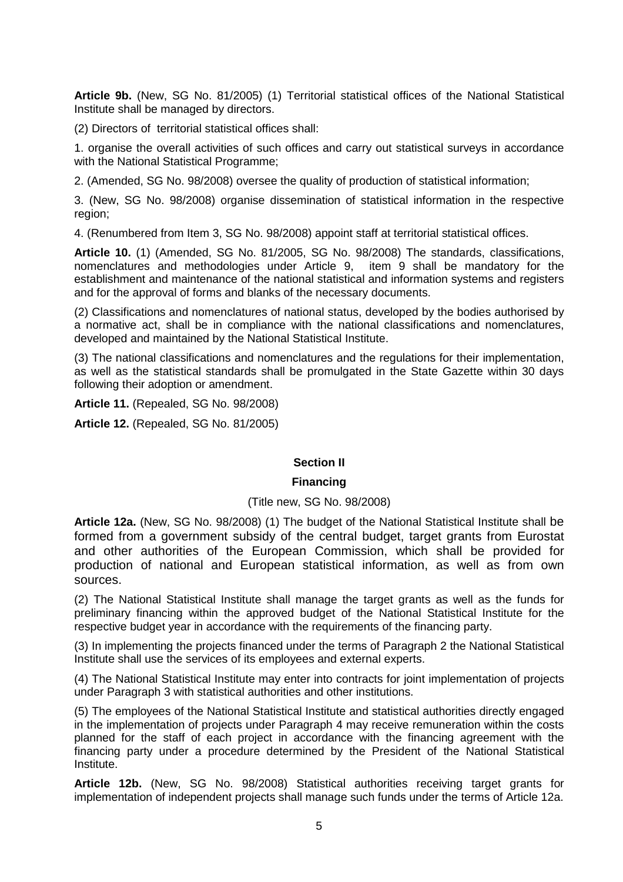**Article 9b.** (New, SG No. 81/2005) (1) Territorial statistical offices of the National Statistical Institute shall be managed by directors.

(2) Directors of territorial statistical offices shall:

1. organise the overall activities of such offices and carry out statistical surveys in accordance with the National Statistical Programme;

2. (Amended, SG No. 98/2008) oversee the quality of production of statistical information;

3. (New, SG No. 98/2008) organise dissemination of statistical information in the respective region;

4. (Renumbered from Item 3, SG No. 98/2008) appoint staff at territorial statistical offices.

**Article 10.** (1) (Amended, SG No. 81/2005, SG No. 98/2008) The standards, classifications, nomenclatures and methodologies under Article 9, item 9 shall be mandatory for the establishment and maintenance of the national statistical and information systems and registers and for the approval of forms and blanks of the necessary documents.

(2) Classifications and nomenclatures of national status, developed by the bodies authorised by a normative act, shall be in compliance with the national classifications and nomenclatures, developed and maintained by the National Statistical Institute.

(3) The national classifications and nomenclatures and the regulations for their implementation, as well as the statistical standards shall be promulgated in the State Gazette within 30 days following their adoption or amendment.

**Article 11.** (Repealed, SG No. 98/2008)

**Article 12.** (Repealed, SG No. 81/2005)

## Section II

## Financing

(Title new, SG No. 98/2008)

**Article 12a.** (New, SG No. 98/2008) (1) The budget of the National Statistical Institute shall be formed from a government subsidy of the central budget, target grants from Eurostat and other authorities of the European Commission, which shall be provided for production of national and European statistical information, as well as from own sources.

(2) The National Statistical Institute shall manage the target grants as well as the funds for preliminary financing within the approved budget of the National Statistical Institute for the respective budget year in accordance with the requirements of the financing party.

(3) In implementing the projects financed under the terms of Paragraph 2 the National Statistical Institute shall use the services of its employees and external experts.

(4) The National Statistical Institute may enter into contracts for joint implementation of projects under Paragraph 3 with statistical authorities and other institutions.

(5) The employees of the National Statistical Institute and statistical authorities directly engaged in the implementation of projects under Paragraph 4 may receive remuneration within the costs planned for the staff of each project in accordance with the financing agreement with the financing party under a procedure determined by the President of the National Statistical Institute.

**Article 12b.** (New, SG No. 98/2008) Statistical authorities receiving target grants for implementation of independent projects shall manage such funds under the terms of Article 12a.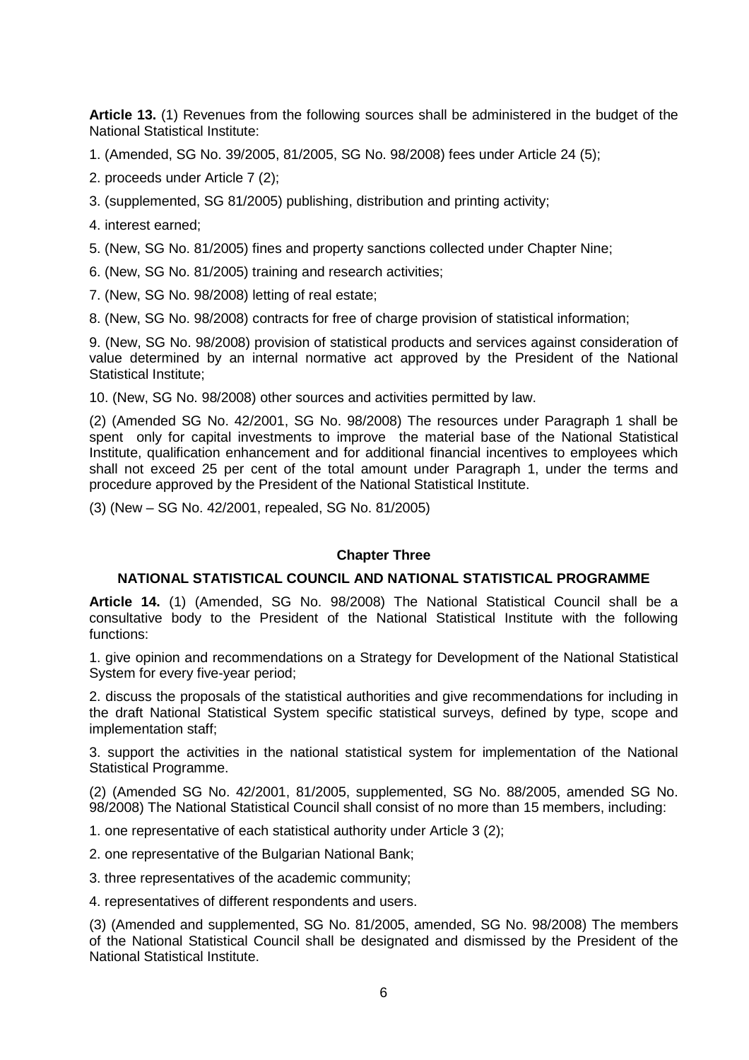**Article 13.** (1) Revenues from the following sources shall be administered in the budget of the National Statistical Institute:

1. (Amended, SG No. 39/2005, 81/2005, SG No. 98/2008) fees under Article 24 (5);

2. proceeds under Article 7 (2);

3. (supplemented, SG 81/2005) publishing, distribution and printing activity;

4. interest earned;

5. (New, SG No. 81/2005) fines and property sanctions collected under Chapter Nine;

6. (New, SG No. 81/2005) training and research activities;

7. (New, SG No. 98/2008) letting of real estate;

8. (New, SG No. 98/2008) contracts for free of charge provision of statistical information;

9. (New, SG No. 98/2008) provision of statistical products and services against consideration of value determined by an internal normative act approved by the President of the National Statistical Institute;

10. (New, SG No. 98/2008) other sources and activities permitted by law.

(2) (Amended SG No. 42/2001, SG No. 98/2008) The resources under Paragraph 1 shall be spent only for capital investments to improve the material base of the National Statistical Institute, qualification enhancement and for additional financial incentives to employees which shall not exceed 25 per cent of the total amount under Paragraph 1, under the terms and procedure approved by the President of the National Statistical Institute.

(3) (New – SG No. 42/2001, repealed, SG No. 81/2005)

## Chapter Three

## NATIONAL STATISTICAL COUNCIL AND NATIONAL STATISTICAL PROGRAMME

**Article 14.** (1) (Amended, SG No. 98/2008) The National Statistical Council shall be a consultative body to the President of the National Statistical Institute with the following functions:

1. give opinion and recommendations on a Strategy for Development of the National Statistical System for every five-year period;

2. discuss the proposals of the statistical authorities and give recommendations for including in the draft National Statistical System specific statistical surveys, defined by type, scope and implementation staff;

3. support the activities in the national statistical system for implementation of the National Statistical Programme.

(2) (Amended SG No. 42/2001, 81/2005, supplemented, SG No. 88/2005, amended SG No. 98/2008) The National Statistical Council shall consist of no more than 15 members, including:

1. one representative of each statistical authority under Article 3 (2);

2. one representative of the Bulgarian National Bank;

3. three representatives of the academic community;

4. representatives of different respondents and users.

(3) (Amended and supplemented, SG No. 81/2005, amended, SG No. 98/2008) The members of the National Statistical Council shall be designated and dismissed by the President of the National Statistical Institute.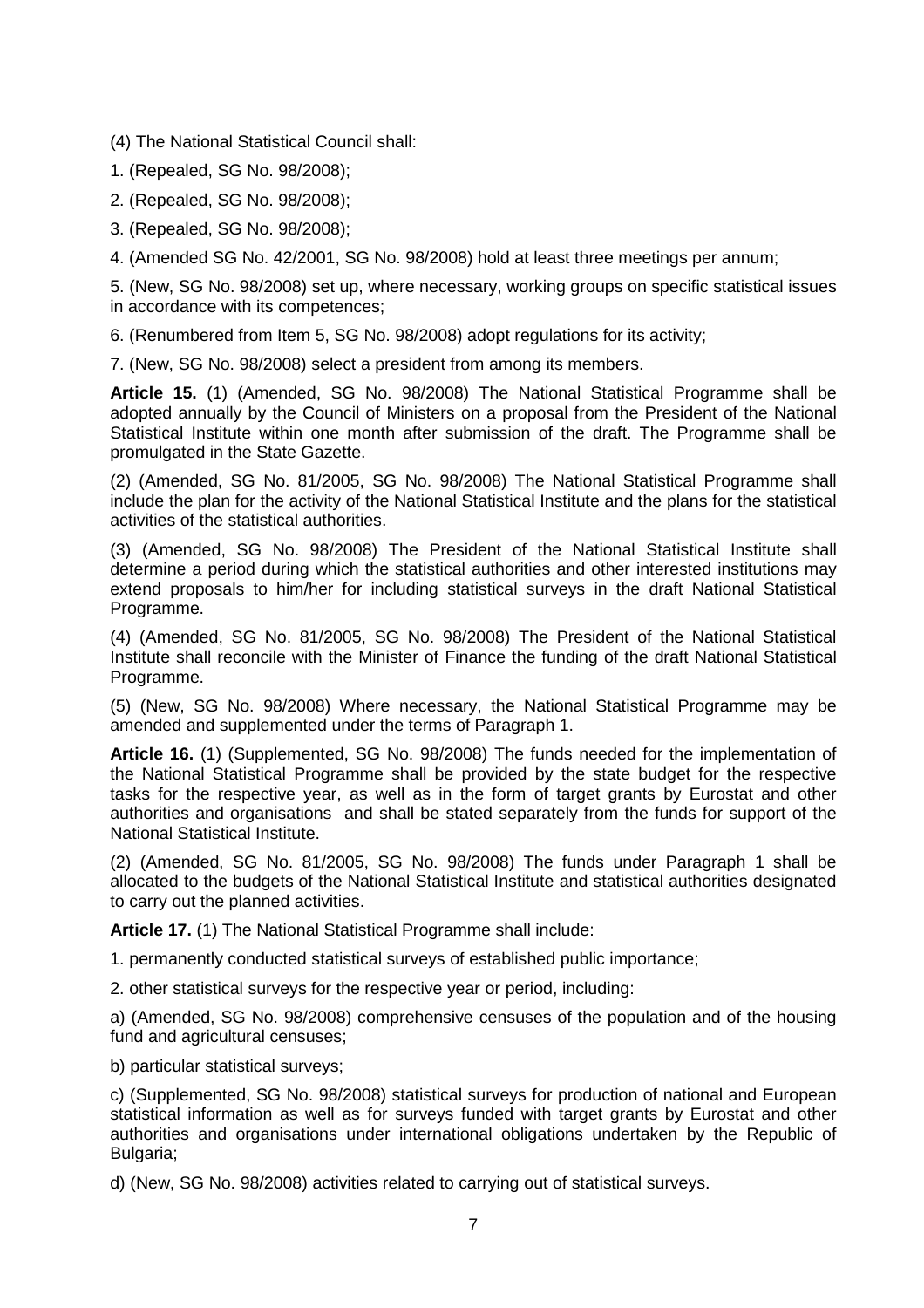(4) The National Statistical Council shall:

1. (Repealed, SG No. 98/2008);

2. (Repealed, SG No. 98/2008);

3. (Repealed, SG No. 98/2008);

4. (Amended SG No. 42/2001, SG No. 98/2008) hold at least three meetings per annum;

5. (New, SG No. 98/2008) set up, where necessary, working groups on specific statistical issues in accordance with its competences;

6. (Renumbered from Item 5, SG No. 98/2008) adopt regulations for its activity;

7. (New, SG No. 98/2008) select a president from among its members.

**Article 15.** (1) (Amended, SG No. 98/2008) The National Statistical Programme shall be adopted annually by the Council of Ministers on a proposal from the President of the National Statistical Institute within one month after submission of the draft. The Programme shall be promulgated in the State Gazette.

(2) (Amended, SG No. 81/2005, SG No. 98/2008) The National Statistical Programme shall include the plan for the activity of the National Statistical Institute and the plans for the statistical activities of the statistical authorities.

(3) (Amended, SG No. 98/2008) The President of the National Statistical Institute shall determine a period during which the statistical authorities and other interested institutions may extend proposals to him/her for including statistical surveys in the draft National Statistical Programme.

(4) (Amended, SG No. 81/2005, SG No. 98/2008) The President of the National Statistical Institute shall reconcile with the Minister of Finance the funding of the draft National Statistical Programme.

(5) (New, SG No. 98/2008) Where necessary, the National Statistical Programme may be amended and supplemented under the terms of Paragraph 1.

**Article 16.** (1) (Supplemented, SG No. 98/2008) The funds needed for the implementation of the National Statistical Programme shall be provided by the state budget for the respective tasks for the respective year, as well as in the form of target grants by Eurostat and other authorities and organisations and shall be stated separately from the funds for support of the National Statistical Institute.

(2) (Amended, SG No. 81/2005, SG No. 98/2008) The funds under Paragraph 1 shall be allocated to the budgets of the National Statistical Institute and statistical authorities designated to carry out the planned activities.

**Article 17.** (1) The National Statistical Programme shall include:

1. permanently conducted statistical surveys of established public importance;

2. other statistical surveys for the respective year or period, including:

a) (Amended, SG No. 98/2008) comprehensive censuses of the population and of the housing fund and agricultural censuses;

b) particular statistical surveys;

c) (Supplemented, SG No. 98/2008) statistical surveys for production of national and European statistical information as well as for surveys funded with target grants by Eurostat and other authorities and organisations under international obligations undertaken by the Republic of Bulgaria;

d) (New, SG No. 98/2008) activities related to carrying out of statistical surveys.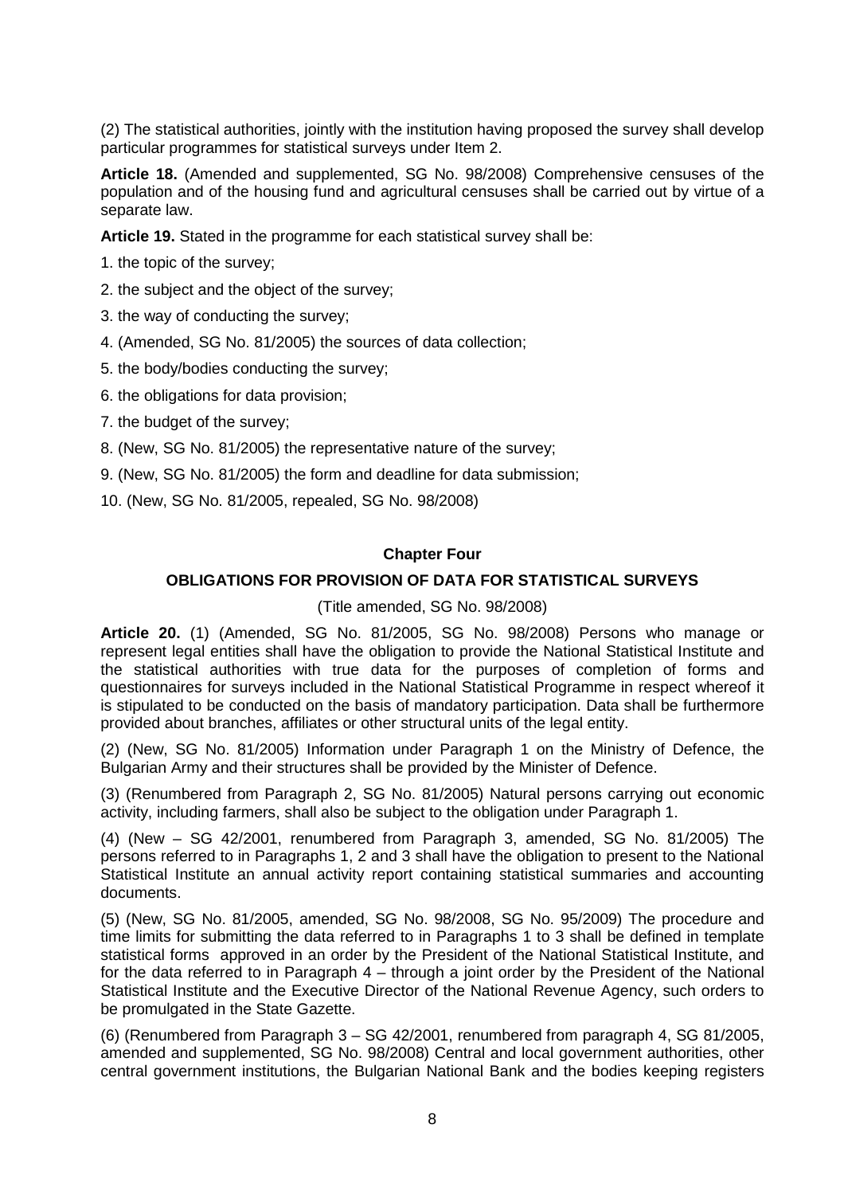(2) The statistical authorities, jointly with the institution having proposed the survey shall develop particular programmes for statistical surveys under Item 2.

**Article 18.** (Amended and supplemented, SG No. 98/2008) Comprehensive censuses of the population and of the housing fund and agricultural censuses shall be carried out by virtue of a separate law.

**Article 19.** Stated in the programme for each statistical survey shall be:

1. the topic of the survey;
2. the subject and the object of the survey;
3. the way of conducting the survey;
4. (Amended, SG No. 81/2005) the sources of data collection;
5. the body/bodies conducting the survey;
6. the obligations for data provision;
7. the budget of the survey;
8. (New, SG No. 81/2005) the representative nature of the survey;
9. (New, SG No. 81/2005) the form and deadline for data submission;
10. (New, SG No. 81/2005, repealed, SG No. 98/2008)

## Chapter Four

## OBLIGATIONS FOR PROVISION OF DATA FOR STATISTICAL SURVEYS

(Title amended, SG No. 98/2008)

**Article 20.** (1) (Amended, SG No. 81/2005, SG No. 98/2008) Persons who manage or represent legal entities shall have the obligation to provide the National Statistical Institute and the statistical authorities with true data for the purposes of completion of forms and questionnaires for surveys included in the National Statistical Programme in respect whereof it is stipulated to be conducted on the basis of mandatory participation. Data shall be furthermore provided about branches, affiliates or other structural units of the legal entity.

(2) (New, SG No. 81/2005) Information under Paragraph 1 on the Ministry of Defence, the Bulgarian Army and their structures shall be provided by the Minister of Defence.

(3) (Renumbered from Paragraph 2, SG No. 81/2005) Natural persons carrying out economic activity, including farmers, shall also be subject to the obligation under Paragraph 1.

(4) (New – SG 42/2001, renumbered from Paragraph 3, amended, SG No. 81/2005) The persons referred to in Paragraphs 1, 2 and 3 shall have the obligation to present to the National Statistical Institute an annual activity report containing statistical summaries and accounting documents.

(5) (New, SG No. 81/2005, amended, SG No. 98/2008, SG No. 95/2009) The procedure and time limits for submitting the data referred to in Paragraphs 1 to 3 shall be defined in template statistical forms approved in an order by the President of the National Statistical Institute, and for the data referred to in Paragraph 4 – through a joint order by the President of the National Statistical Institute and the Executive Director of the National Revenue Agency, such orders to be promulgated in the State Gazette.

(6) (Renumbered from Paragraph 3 – SG 42/2001, renumbered from paragraph 4, SG 81/2005, amended and supplemented, SG No. 98/2008) Central and local government authorities, other central government institutions, the Bulgarian National Bank and the bodies keeping registers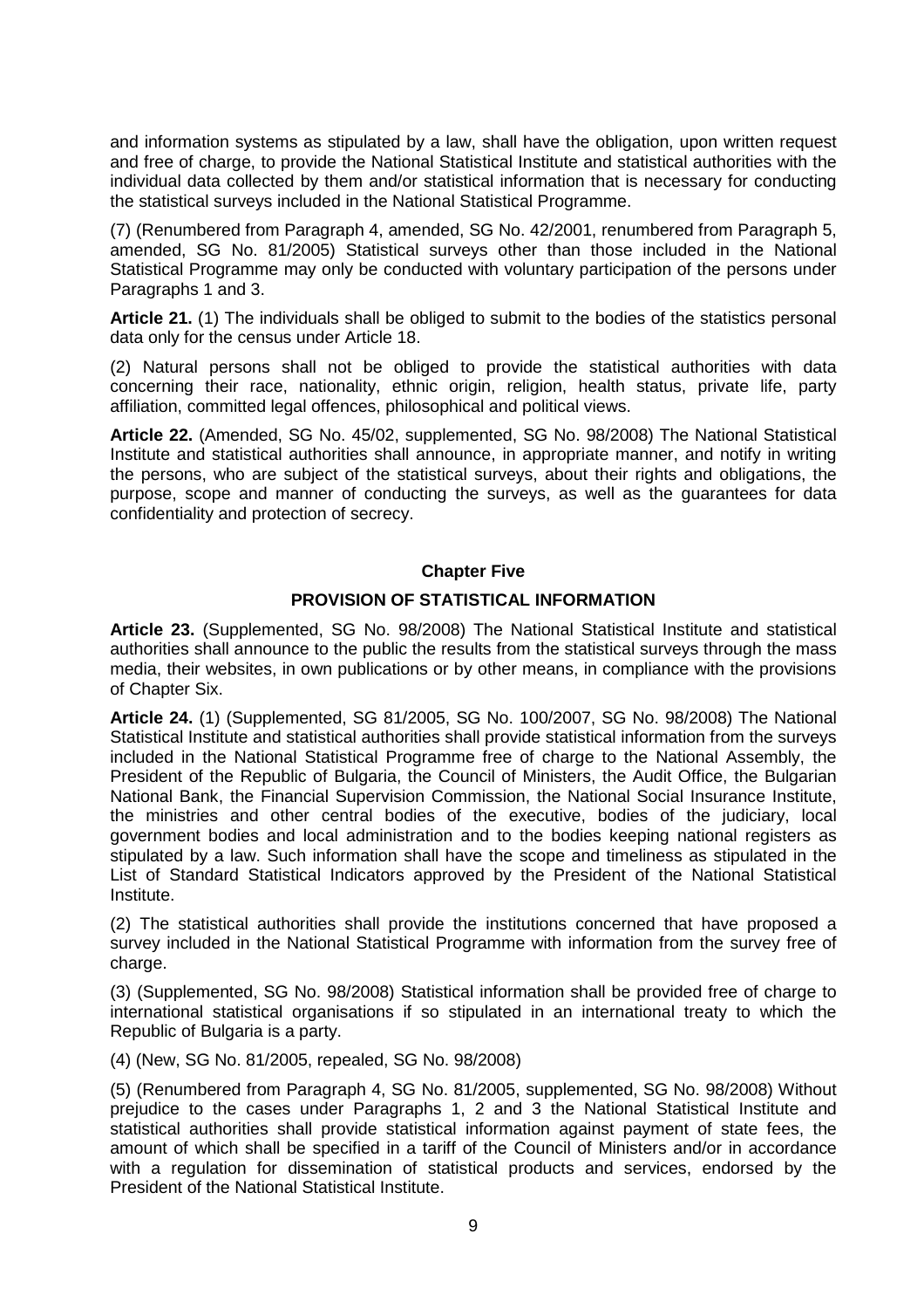and information systems as stipulated by a law, shall have the obligation, upon written request and free of charge, to provide the National Statistical Institute and statistical authorities with the individual data collected by them and/or statistical information that is necessary for conducting the statistical surveys included in the National Statistical Programme.

(7) (Renumbered from Paragraph 4, amended, SG No. 42/2001, renumbered from Paragraph 5, amended, SG No. 81/2005) Statistical surveys other than those included in the National Statistical Programme may only be conducted with voluntary participation of the persons under Paragraphs 1 and 3.

**Article 21.** (1) The individuals shall be obliged to submit to the bodies of the statistics personal data only for the census under Article 18.

(2) Natural persons shall not be obliged to provide the statistical authorities with data concerning their race, nationality, ethnic origin, religion, health status, private life, party affiliation, committed legal offences, philosophical and political views.

**Article 22.** (Amended, SG No. 45/02, supplemented, SG No. 98/2008) The National Statistical Institute and statistical authorities shall announce, in appropriate manner, and notify in writing the persons, who are subject of the statistical surveys, about their rights and obligations, the purpose, scope and manner of conducting the surveys, as well as the guarantees for data confidentiality and protection of secrecy.

## Chapter Five

## PROVISION OF STATISTICAL INFORMATION

**Article 23.** (Supplemented, SG No. 98/2008) The National Statistical Institute and statistical authorities shall announce to the public the results from the statistical surveys through the mass media, their websites, in own publications or by other means, in compliance with the provisions of Chapter Six.

**Article 24.** (1) (Supplemented, SG 81/2005, SG No. 100/2007, SG No. 98/2008) The National Statistical Institute and statistical authorities shall provide statistical information from the surveys included in the National Statistical Programme free of charge to the National Assembly, the President of the Republic of Bulgaria, the Council of Ministers, the Audit Office, the Bulgarian National Bank, the Financial Supervision Commission, the National Social Insurance Institute, the ministries and other central bodies of the executive, bodies of the judiciary, local government bodies and local administration and to the bodies keeping national registers as stipulated by a law. Such information shall have the scope and timeliness as stipulated in the List of Standard Statistical Indicators approved by the President of the National Statistical Institute.

(2) The statistical authorities shall provide the institutions concerned that have proposed a survey included in the National Statistical Programme with information from the survey free of charge.

(3) (Supplemented, SG No. 98/2008) Statistical information shall be provided free of charge to international statistical organisations if so stipulated in an international treaty to which the Republic of Bulgaria is a party.

(4) (New, SG No. 81/2005, repealed, SG No. 98/2008)

(5) (Renumbered from Paragraph 4, SG No. 81/2005, supplemented, SG No. 98/2008) Without prejudice to the cases under Paragraphs 1, 2 and 3 the National Statistical Institute and statistical authorities shall provide statistical information against payment of state fees, the amount of which shall be specified in a tariff of the Council of Ministers and/or in accordance with a regulation for dissemination of statistical products and services, endorsed by the President of the National Statistical Institute.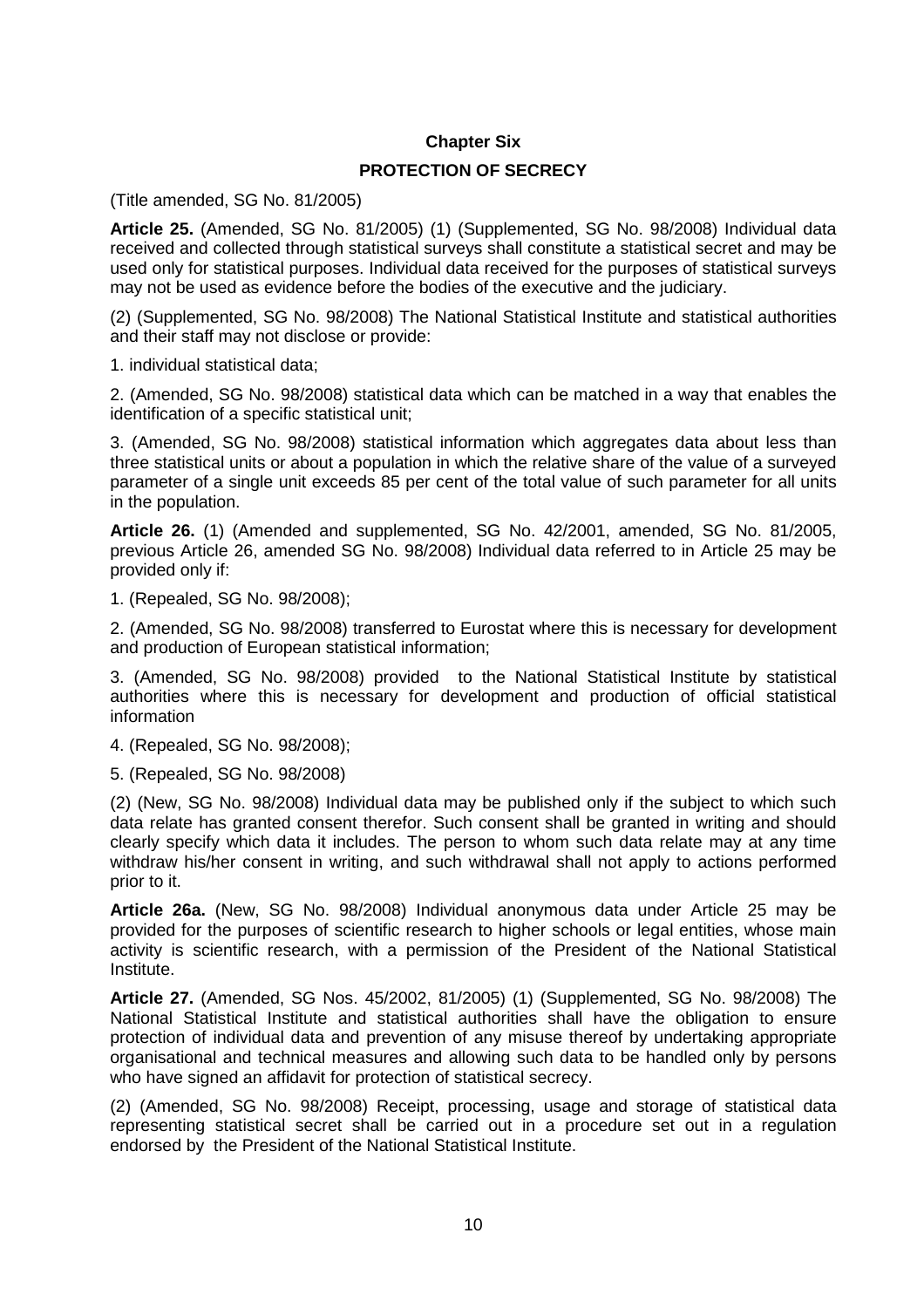## Chapter Six

## PROTECTION OF SECRECY

(Title amended, SG No. 81/2005)

**Article 25.** (Amended, SG No. 81/2005) (1) (Supplemented, SG No. 98/2008) Individual data received and collected through statistical surveys shall constitute a statistical secret and may be used only for statistical purposes. Individual data received for the purposes of statistical surveys may not be used as evidence before the bodies of the executive and the judiciary.

(2) (Supplemented, SG No. 98/2008) The National Statistical Institute and statistical authorities and their staff may not disclose or provide:

1. individual statistical data;

2. (Amended, SG No. 98/2008) statistical data which can be matched in a way that enables the identification of a specific statistical unit;

3. (Amended, SG No. 98/2008) statistical information which aggregates data about less than three statistical units or about a population in which the relative share of the value of a surveyed parameter of a single unit exceeds 85 per cent of the total value of such parameter for all units in the population.

**Article 26.** (1) (Amended and supplemented, SG No. 42/2001, amended, SG No. 81/2005, previous Article 26, amended SG No. 98/2008) Individual data referred to in Article 25 may be provided only if:

1. (Repealed, SG No. 98/2008);

2. (Amended, SG No. 98/2008) transferred to Eurostat where this is necessary for development and production of European statistical information;

3. (Amended, SG No. 98/2008) provided to the National Statistical Institute by statistical authorities where this is necessary for development and production of official statistical information

4. (Repealed, SG No. 98/2008);

5. (Repealed, SG No. 98/2008)

(2) (New, SG No. 98/2008) Individual data may be published only if the subject to which such data relate has granted consent therefor. Such consent shall be granted in writing and should clearly specify which data it includes. The person to whom such data relate may at any time withdraw his/her consent in writing, and such withdrawal shall not apply to actions performed prior to it.

**Article 26a.** (New, SG No. 98/2008) Individual anonymous data under Article 25 may be provided for the purposes of scientific research to higher schools or legal entities, whose main activity is scientific research, with a permission of the President of the National Statistical Institute.

**Article 27.** (Amended, SG Nos. 45/2002, 81/2005) (1) (Supplemented, SG No. 98/2008) The National Statistical Institute and statistical authorities shall have the obligation to ensure protection of individual data and prevention of any misuse thereof by undertaking appropriate organisational and technical measures and allowing such data to be handled only by persons who have signed an affidavit for protection of statistical secrecy.

(2) (Amended, SG No. 98/2008) Receipt, processing, usage and storage of statistical data representing statistical secret shall be carried out in a procedure set out in a regulation endorsed by the President of the National Statistical Institute.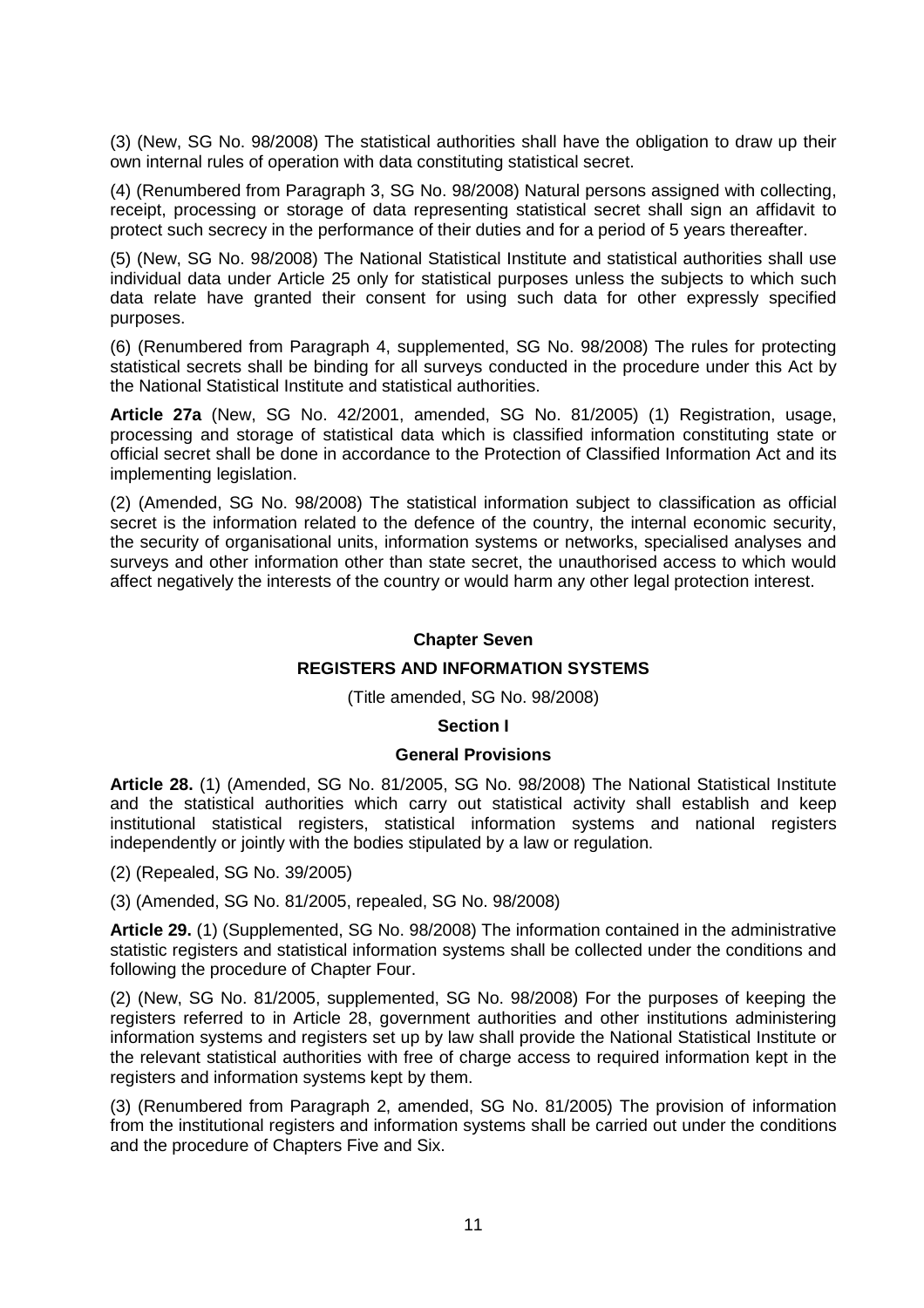(3) (New, SG No. 98/2008) The statistical authorities shall have the obligation to draw up their own internal rules of operation with data constituting statistical secret.

(4) (Renumbered from Paragraph 3, SG No. 98/2008) Natural persons assigned with collecting, receipt, processing or storage of data representing statistical secret shall sign an affidavit to protect such secrecy in the performance of their duties and for a period of 5 years thereafter.

(5) (New, SG No. 98/2008) The National Statistical Institute and statistical authorities shall use individual data under Article 25 only for statistical purposes unless the subjects to which such data relate have granted their consent for using such data for other expressly specified purposes.

(6) (Renumbered from Paragraph 4, supplemented, SG No. 98/2008) The rules for protecting statistical secrets shall be binding for all surveys conducted in the procedure under this Act by the National Statistical Institute and statistical authorities.

**Article 27a** (New, SG No. 42/2001, amended, SG No. 81/2005) (1) Registration, usage, processing and storage of statistical data which is classified information constituting state or official secret shall be done in accordance to the Protection of Classified Information Act and its implementing legislation.

(2) (Amended, SG No. 98/2008) The statistical information subject to classification as official secret is the information related to the defence of the country, the internal economic security, the security of organisational units, information systems or networks, specialised analyses and surveys and other information other than state secret, the unauthorised access to which would affect negatively the interests of the country or would harm any other legal protection interest.

## Chapter Seven

## REGISTERS AND INFORMATION SYSTEMS

(Title amended, SG No. 98/2008)

### Section I

### General Provisions

**Article 28.** (1) (Amended, SG No. 81/2005, SG No. 98/2008) The National Statistical Institute and the statistical authorities which carry out statistical activity shall establish and keep institutional statistical registers, statistical information systems and national registers independently or jointly with the bodies stipulated by a law or regulation.

(2) (Repealed, SG No. 39/2005)

(3) (Amended, SG No. 81/2005, repealed, SG No. 98/2008)

**Article 29.** (1) (Supplemented, SG No. 98/2008) The information contained in the administrative statistic registers and statistical information systems shall be collected under the conditions and following the procedure of Chapter Four.

(2) (New, SG No. 81/2005, supplemented, SG No. 98/2008) For the purposes of keeping the registers referred to in Article 28, government authorities and other institutions administering information systems and registers set up by law shall provide the National Statistical Institute or the relevant statistical authorities with free of charge access to required information kept in the registers and information systems kept by them.

(3) (Renumbered from Paragraph 2, amended, SG No. 81/2005) The provision of information from the institutional registers and information systems shall be carried out under the conditions and the procedure of Chapters Five and Six.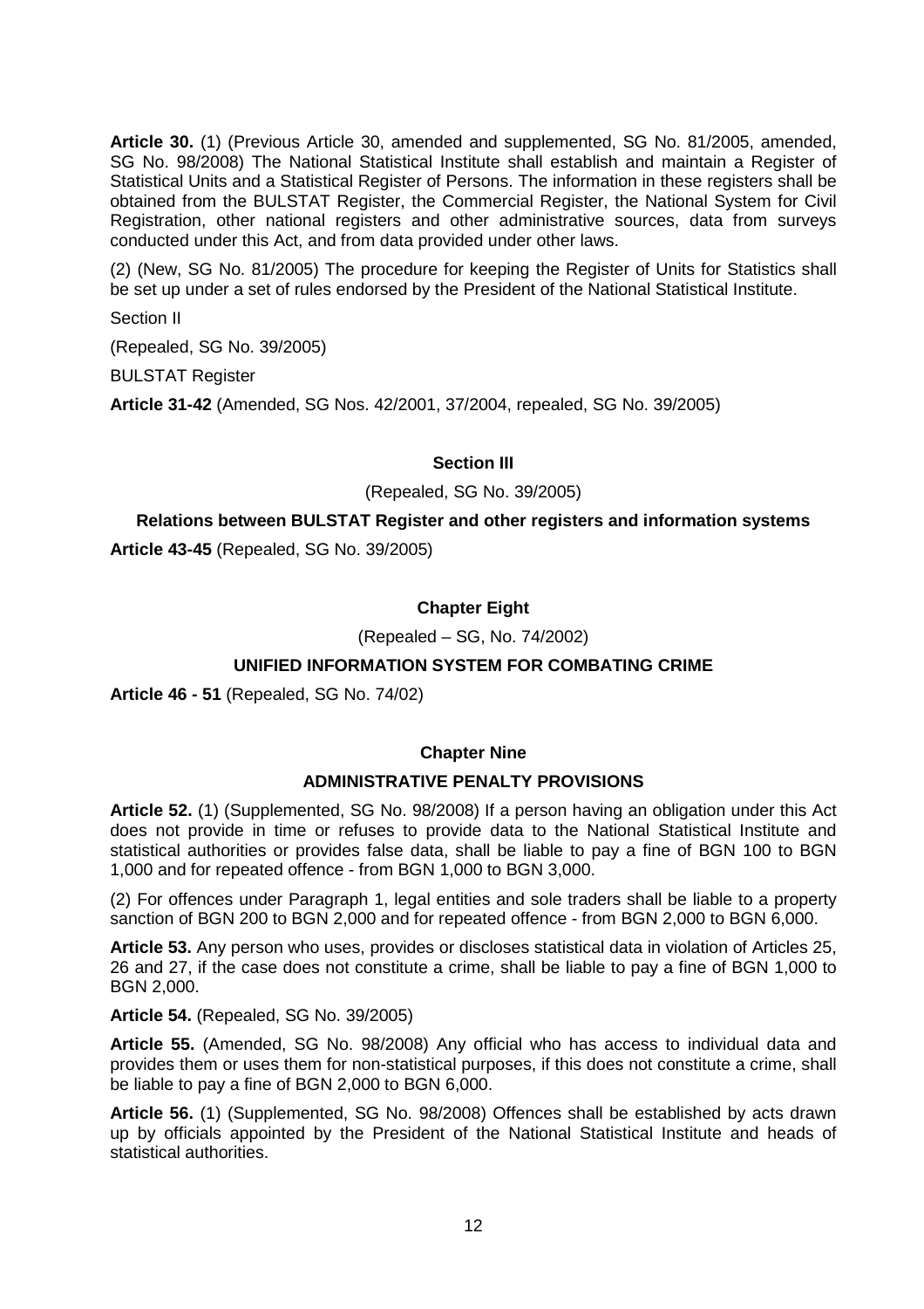**Article 30.** (1) (Previous Article 30, amended and supplemented, SG No. 81/2005, amended, SG No. 98/2008) The National Statistical Institute shall establish and maintain a Register of Statistical Units and a Statistical Register of Persons. The information in these registers shall be obtained from the BULSTAT Register, the Commercial Register, the National System for Civil Registration, other national registers and other administrative sources, data from surveys conducted under this Act, and from data provided under other laws.

(2) (New, SG No. 81/2005) The procedure for keeping the Register of Units for Statistics shall be set up under a set of rules endorsed by the President of the National Statistical Institute.

Section II

(Repealed, SG No. 39/2005)

BULSTAT Register

**Article 31-42** (Amended, SG Nos. 42/2001, 37/2004, repealed, SG No. 39/2005)

### Section III

(Repealed, SG No. 39/2005)

### Relations between BULSTAT Register and other registers and information systems

**Article 43-45** (Repealed, SG No. 39/2005)

## Chapter Eight

(Repealed – SG, No. 74/2002)

### UNIFIED INFORMATION SYSTEM FOR COMBATING CRIME

**Article 46 - 51** (Repealed, SG No. 74/02)

## Chapter Nine

### ADMINISTRATIVE PENALTY PROVISIONS

**Article 52.** (1) (Supplemented, SG No. 98/2008) If a person having an obligation under this Act does not provide in time or refuses to provide data to the National Statistical Institute and statistical authorities or provides false data, shall be liable to pay a fine of BGN 100 to BGN 1,000 and for repeated offence - from BGN 1,000 to BGN 3,000.

(2) For offences under Paragraph 1, legal entities and sole traders shall be liable to a property sanction of BGN 200 to BGN 2,000 and for repeated offence - from BGN 2,000 to BGN 6,000.

**Article 53.** Any person who uses, provides or discloses statistical data in violation of Articles 25, 26 and 27, if the case does not constitute a crime, shall be liable to pay a fine of BGN 1,000 to BGN 2,000.

**Article 54.** (Repealed, SG No. 39/2005)

**Article 55.** (Amended, SG No. 98/2008) Any official who has access to individual data and provides them or uses them for non-statistical purposes, if this does not constitute a crime, shall be liable to pay a fine of BGN 2,000 to BGN 6,000.

**Article 56.** (1) (Supplemented, SG No. 98/2008) Offences shall be established by acts drawn up by officials appointed by the President of the National Statistical Institute and heads of statistical authorities.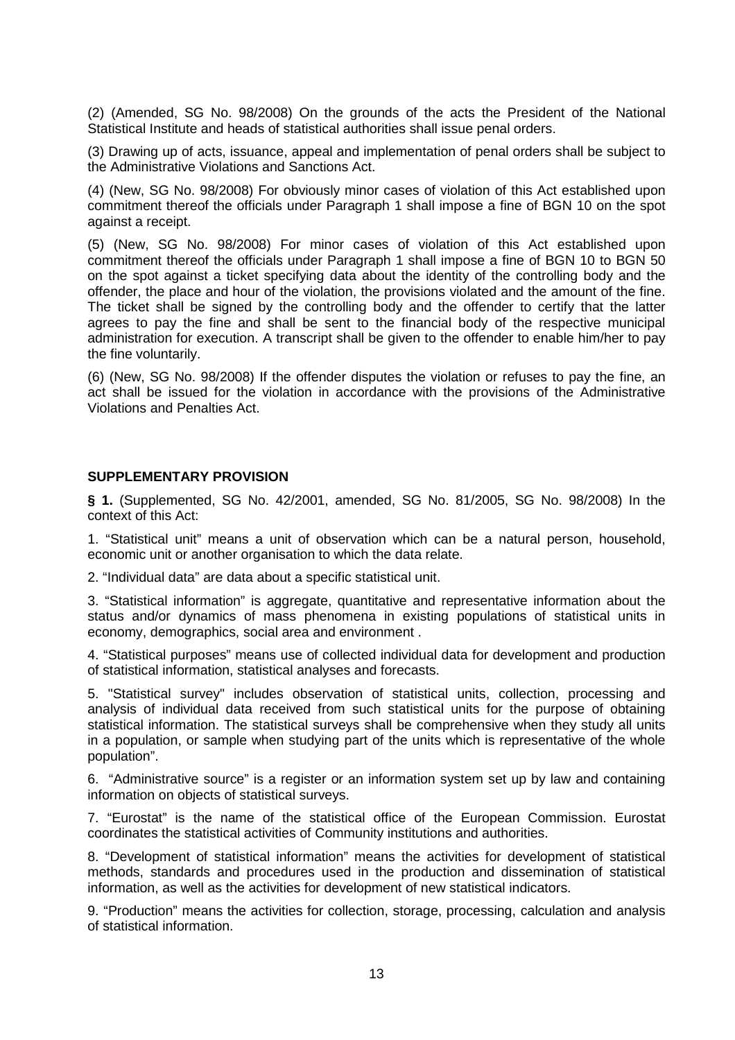(2) (Amended, SG No. 98/2008) On the grounds of the acts the President of the National Statistical Institute and heads of statistical authorities shall issue penal orders.

(3) Drawing up of acts, issuance, appeal and implementation of penal orders shall be subject to the Administrative Violations and Sanctions Act.

(4) (New, SG No. 98/2008) For obviously minor cases of violation of this Act established upon commitment thereof the officials under Paragraph 1 shall impose a fine of BGN 10 on the spot against a receipt.

(5) (New, SG No. 98/2008) For minor cases of violation of this Act established upon commitment thereof the officials under Paragraph 1 shall impose a fine of BGN 10 to BGN 50 on the spot against a ticket specifying data about the identity of the controlling body and the offender, the place and hour of the violation, the provisions violated and the amount of the fine. The ticket shall be signed by the controlling body and the offender to certify that the latter agrees to pay the fine and shall be sent to the financial body of the respective municipal administration for execution. A transcript shall be given to the offender to enable him/her to pay the fine voluntarily.

(6) (New, SG No. 98/2008) If the offender disputes the violation or refuses to pay the fine, an act shall be issued for the violation in accordance with the provisions of the Administrative Violations and Penalties Act.

## SUPPLEMENTARY PROVISION

**§ 1.** (Supplemented, SG No. 42/2001, amended, SG No. 81/2005, SG No. 98/2008) In the context of this Act:

1. "Statistical unit" means a unit of observation which can be a natural person, household, economic unit or another organisation to which the data relate.

2. "Individual data" are data about a specific statistical unit.

3. "Statistical information" is aggregate, quantitative and representative information about the status and/or dynamics of mass phenomena in existing populations of statistical units in economy, demographics, social area and environment .

4. "Statistical purposes" means use of collected individual data for development and production of statistical information, statistical analyses and forecasts.

5. "Statistical survey" includes observation of statistical units, collection, processing and analysis of individual data received from such statistical units for the purpose of obtaining statistical information. The statistical surveys shall be comprehensive when they study all units in a population, or sample when studying part of the units which is representative of the whole population".

6. "Administrative source" is a register or an information system set up by law and containing information on objects of statistical surveys.

7. "Eurostat" is the name of the statistical office of the European Commission. Eurostat coordinates the statistical activities of Community institutions and authorities.

8. "Development of statistical information" means the activities for development of statistical methods, standards and procedures used in the production and dissemination of statistical information, as well as the activities for development of new statistical indicators.

9. "Production" means the activities for collection, storage, processing, calculation and analysis of statistical information.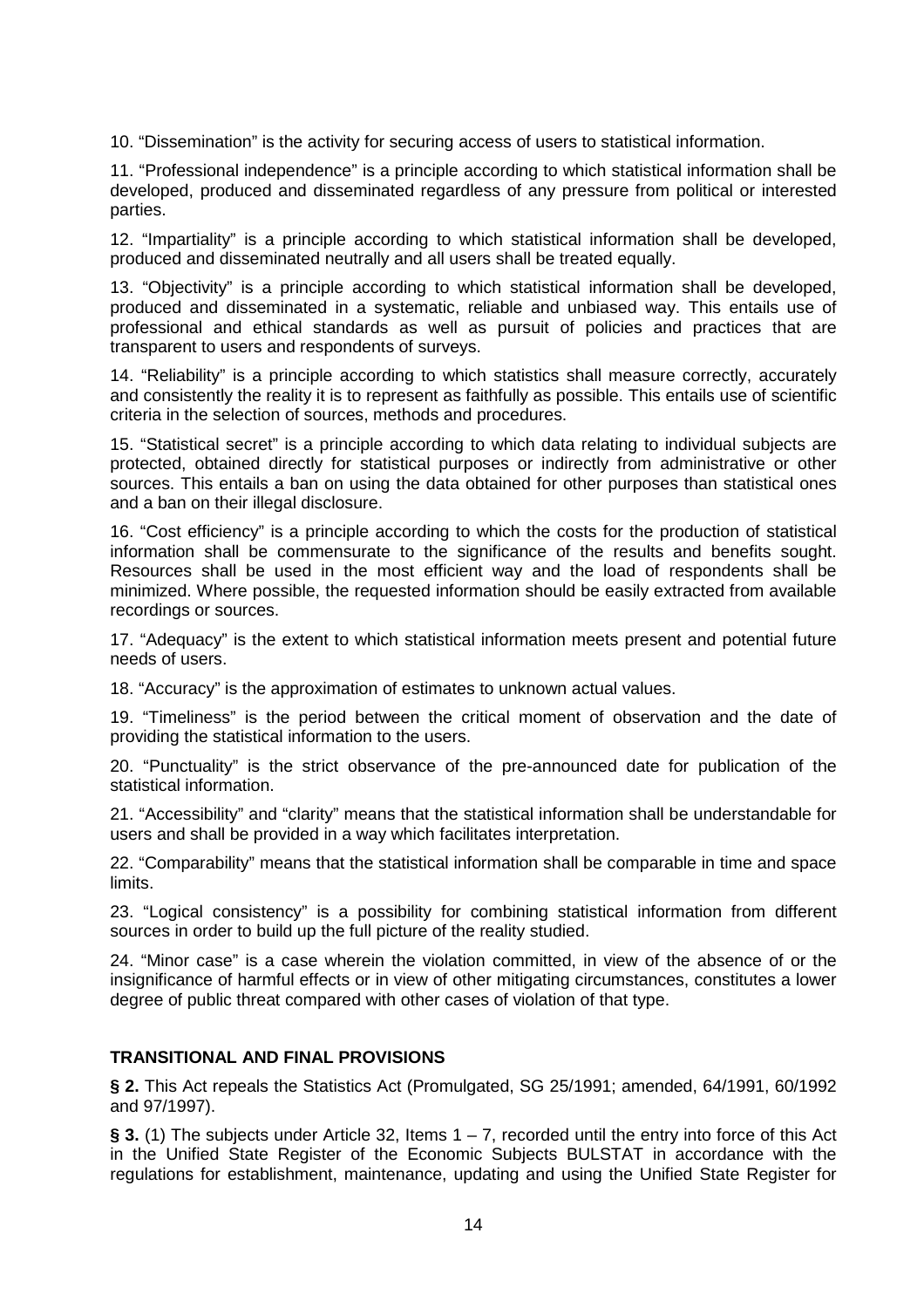10. “Dissemination” is the activity for securing access of users to statistical information.

11. “Professional independence” is a principle according to which statistical information shall be developed, produced and disseminated regardless of any pressure from political or interested parties.

12. “Impartiality” is a principle according to which statistical information shall be developed, produced and disseminated neutrally and all users shall be treated equally.

13. “Objectivity” is a principle according to which statistical information shall be developed, produced and disseminated in a systematic, reliable and unbiased way. This entails use of professional and ethical standards as well as pursuit of policies and practices that are transparent to users and respondents of surveys.

14. “Reliability” is a principle according to which statistics shall measure correctly, accurately and consistently the reality it is to represent as faithfully as possible. This entails use of scientific criteria in the selection of sources, methods and procedures.

15. “Statistical secret” is a principle according to which data relating to individual subjects are protected, obtained directly for statistical purposes or indirectly from administrative or other sources. This entails a ban on using the data obtained for other purposes than statistical ones and a ban on their illegal disclosure.

16. “Cost efficiency” is a principle according to which the costs for the production of statistical information shall be commensurate to the significance of the results and benefits sought. Resources shall be used in the most efficient way and the load of respondents shall be minimized. Where possible, the requested information should be easily extracted from available recordings or sources.

17. “Adequacy” is the extent to which statistical information meets present and potential future needs of users.

18. “Accuracy” is the approximation of estimates to unknown actual values.

19. “Timeliness” is the period between the critical moment of observation and the date of providing the statistical information to the users.

20. “Punctuality” is the strict observance of the pre-announced date for publication of the statistical information.

21. “Accessibility” and “clarity” means that the statistical information shall be understandable for users and shall be provided in a way which facilitates interpretation.

22. “Comparability” means that the statistical information shall be comparable in time and space limits.

23. “Logical consistency” is a possibility for combining statistical information from different sources in order to build up the full picture of the reality studied.

24. “Minor case” is a case wherein the violation committed, in view of the absence of or the insignificance of harmful effects or in view of other mitigating circumstances, constitutes a lower degree of public threat compared with other cases of violation of that type.

## TRANSITIONAL AND FINAL PROVISIONS

**§ 2.** This Act repeals the Statistics Act (Promulgated, SG 25/1991; amended, 64/1991, 60/1992 and 97/1997).

**§ 3.** (1) The subjects under Article 32, Items 1 – 7, recorded until the entry into force of this Act in the Unified State Register of the Economic Subjects BULSTAT in accordance with the regulations for establishment, maintenance, updating and using the Unified State Register for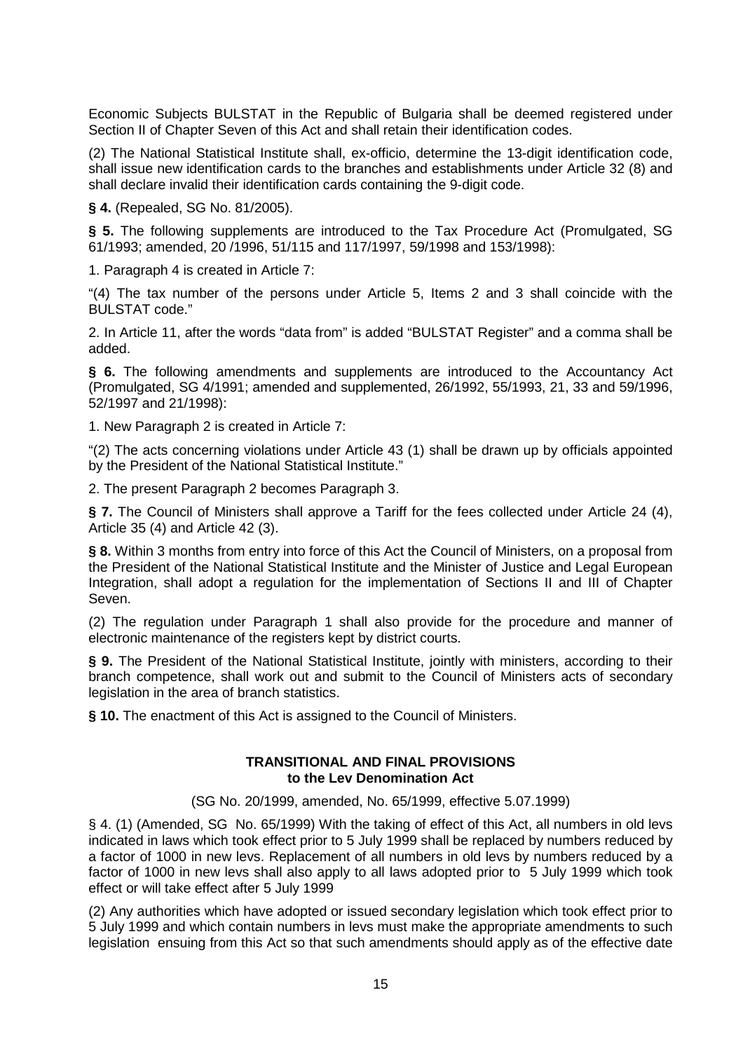Economic Subjects BULSTAT in the Republic of Bulgaria shall be deemed registered under Section II of Chapter Seven of this Act and shall retain their identification codes.

(2) The National Statistical Institute shall, ex-officio, determine the 13-digit identification code, shall issue new identification cards to the branches and establishments under Article 32 (8) and shall declare invalid their identification cards containing the 9-digit code.

**§ 4.** (Repealed, SG No. 81/2005).

**§ 5.** The following supplements are introduced to the Tax Procedure Act (Promulgated, SG 61/1993; amended, 20 /1996, 51/115 and 117/1997, 59/1998 and 153/1998):

1. Paragraph 4 is created in Article 7:

"(4) The tax number of the persons under Article 5, Items 2 and 3 shall coincide with the BULSTAT code."

2. In Article 11, after the words "data from" is added "BULSTAT Register" and a comma shall be added.

**§ 6.** The following amendments and supplements are introduced to the Accountancy Act (Promulgated, SG 4/1991; amended and supplemented, 26/1992, 55/1993, 21, 33 and 59/1996, 52/1997 and 21/1998):

1. New Paragraph 2 is created in Article 7:

"(2) The acts concerning violations under Article 43 (1) shall be drawn up by officials appointed by the President of the National Statistical Institute."

2. The present Paragraph 2 becomes Paragraph 3.

**§ 7.** The Council of Ministers shall approve a Tariff for the fees collected under Article 24 (4), Article 35 (4) and Article 42 (3).

**§ 8.** Within 3 months from entry into force of this Act the Council of Ministers, on a proposal from the President of the National Statistical Institute and the Minister of Justice and Legal European Integration, shall adopt a regulation for the implementation of Sections II and III of Chapter Seven.

(2) The regulation under Paragraph 1 shall also provide for the procedure and manner of electronic maintenance of the registers kept by district courts.

**§ 9.** The President of the National Statistical Institute, jointly with ministers, according to their branch competence, shall work out and submit to the Council of Ministers acts of secondary legislation in the area of branch statistics.

**§ 10.** The enactment of this Act is assigned to the Council of Ministers.

### TRANSITIONAL AND FINAL PROVISIONS to the Lev Denomination Act

(SG No. 20/1999, amended, No. 65/1999, effective 5.07.1999)

§ 4. (1) (Amended, SG No. 65/1999) With the taking of effect of this Act, all numbers in old levs indicated in laws which took effect prior to 5 July 1999 shall be replaced by numbers reduced by a factor of 1000 in new levs. Replacement of all numbers in old levs by numbers reduced by a factor of 1000 in new levs shall also apply to all laws adopted prior to 5 July 1999 which took effect or will take effect after 5 July 1999

(2) Any authorities which have adopted or issued secondary legislation which took effect prior to 5 July 1999 and which contain numbers in levs must make the appropriate amendments to such legislation ensuing from this Act so that such amendments should apply as of the effective date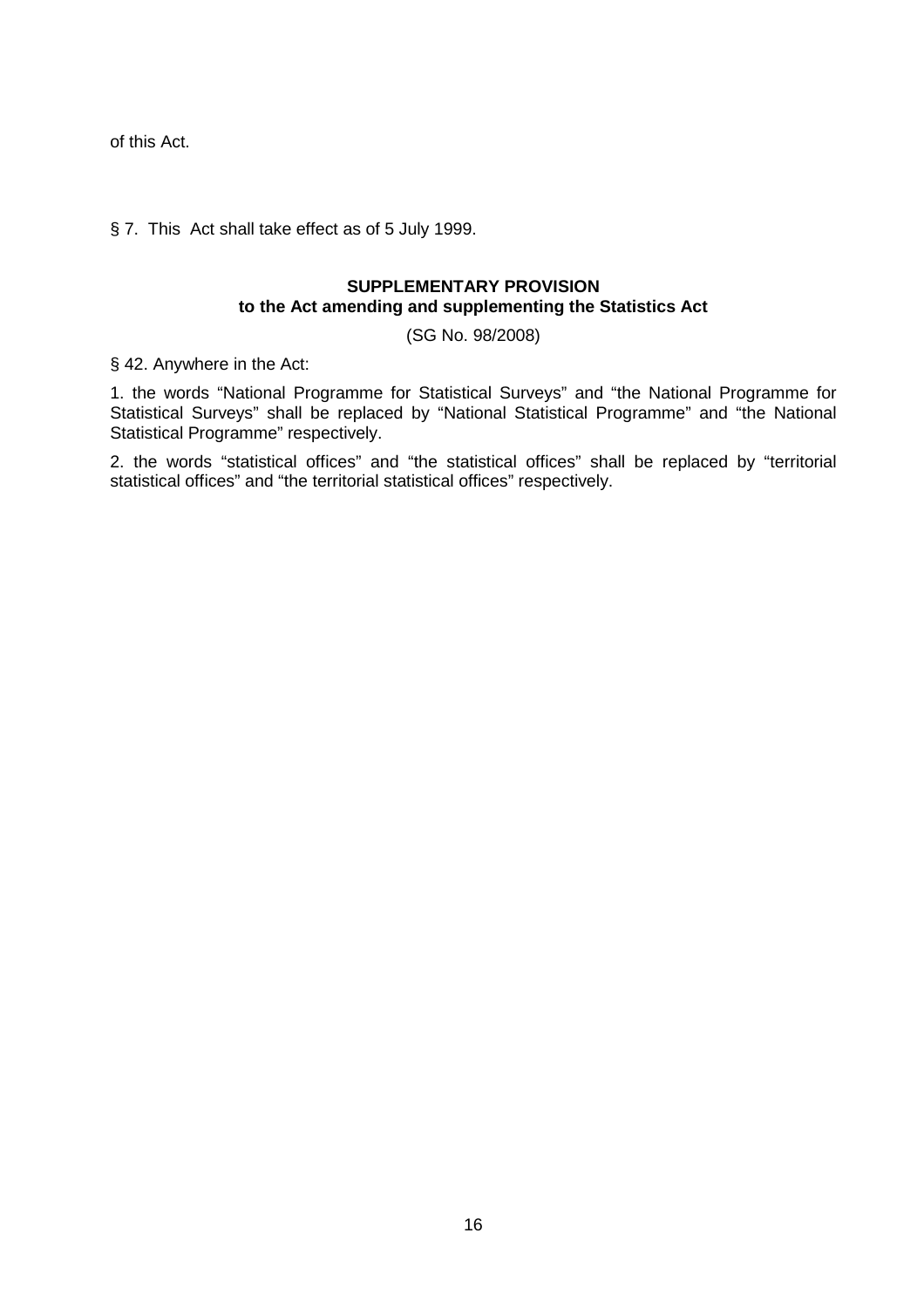of this Act.

§ 7. This Act shall take effect as of 5 July 1999.

**SUPPLEMENTARY PROVISION**
**to the Act amending and supplementing the Statistics Act**

(SG No. 98/2008)

§ 42. Anywhere in the Act:

1. the words “National Programme for Statistical Surveys” and “the National Programme for Statistical Surveys” shall be replaced by “National Statistical Programme” and “the National Statistical Programme” respectively.

2. the words “statistical offices” and “the statistical offices” shall be replaced by “territorial statistical offices” and “the territorial statistical offices” respectively.